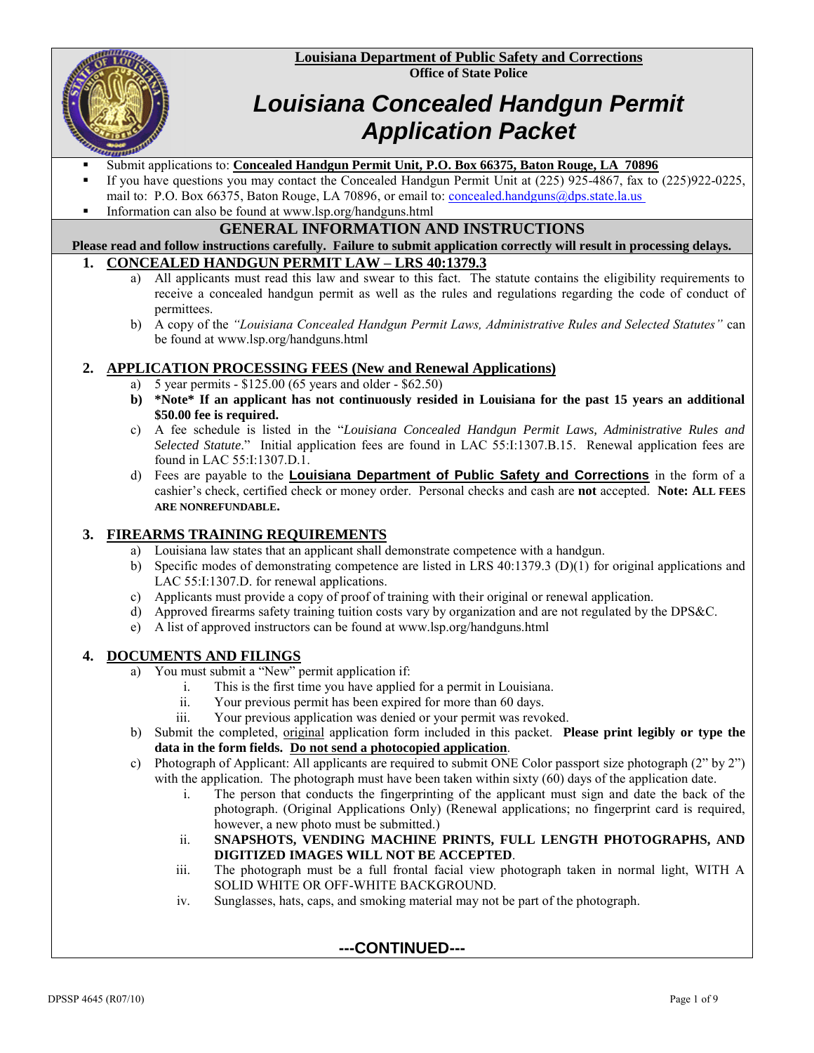**Louisiana Department of Public Safety and Corrections**
**Office of State Police**

# *Louisiana Concealed Handgun Permit Application Packet*

- Submit applications to: **Concealed Handgun Permit Unit, P.O. Box 66375, Baton Rouge, LA 70896**
- If you have questions you may contact the Concealed Handgun Permit Unit at (225) 925-4867, fax to (225)922-0225, mail to: P.O. Box 66375, Baton Rouge, LA 70896, or email to: concealed.handguns@dps.state.la.us
- Information can also be found at www.lsp.org/handguns.html

## GENERAL INFORMATION AND INSTRUCTIONS

**Please read and follow instructions carefully. Failure to submit application correctly will result in processing delays.**

### 1. CONCEALED HANDGUN PERMIT LAW – LRS 40:1379.3

a) All applicants must read this law and swear to this fact. The statute contains the eligibility requirements to receive a concealed handgun permit as well as the rules and regulations regarding the code of conduct of permittees.

b) A copy of the *"Louisiana Concealed Handgun Permit Laws, Administrative Rules and Selected Statutes"* can be found at www.lsp.org/handguns.html

### 2. APPLICATION PROCESSING FEES (New and Renewal Applications)

a) 5 year permits - $125.00 (65 years and older - $62.50)

**b) *Note* If an applicant has not continuously resided in Louisiana for the past 15 years an additional $50.00 fee is required.**

c) A fee schedule is listed in the "*Louisiana Concealed Handgun Permit Laws, Administrative Rules and Selected Statute*." Initial application fees are found in LAC 55:I:1307.B.15. Renewal application fees are found in LAC 55:I:1307.D.1.

d) Fees are payable to the **Louisiana Department of Public Safety and Corrections** in the form of a cashier's check, certified check or money order. Personal checks and cash are **not** accepted. **Note: ALL FEES ARE NONREFUNDABLE.**

### 3. FIREARMS TRAINING REQUIREMENTS

a) Louisiana law states that an applicant shall demonstrate competence with a handgun.

b) Specific modes of demonstrating competence are listed in LRS 40:1379.3 (D)(1) for original applications and LAC 55:I:1307.D. for renewal applications.

c) Applicants must provide a copy of proof of training with their original or renewal application.

d) Approved firearms safety training tuition costs vary by organization and are not regulated by the DPS&C.

e) A list of approved instructors can be found at www.lsp.org/handguns.html

### 4. DOCUMENTS AND FILINGS

a) You must submit a "New" permit application if:

  i. This is the first time you have applied for a permit in Louisiana.
  ii. Your previous permit has been expired for more than 60 days.
  iii. Your previous application was denied or your permit was revoked.

b) Submit the completed, original application form included in this packet. **Please print legibly or type the data in the form fields. Do not send a photocopied application**.

c) Photograph of Applicant: All applicants are required to submit ONE Color passport size photograph (2" by 2") with the application. The photograph must have been taken within sixty (60) days of the application date.

  i. The person that conducts the fingerprinting of the applicant must sign and date the back of the photograph. (Original Applications Only) (Renewal applications; no fingerprint card is required, however, a new photo must be submitted.)
  ii. **SNAPSHOTS, VENDING MACHINE PRINTS, FULL LENGTH PHOTOGRAPHS, AND DIGITIZED IMAGES WILL NOT BE ACCEPTED**.
  iii. The photograph must be a full frontal facial view photograph taken in normal light, WITH A SOLID WHITE OR OFF-WHITE BACKGROUND.
  iv. Sunglasses, hats, caps, and smoking material may not be part of the photograph.

**---CONTINUED---**

DPSSP 4645 (R07/10)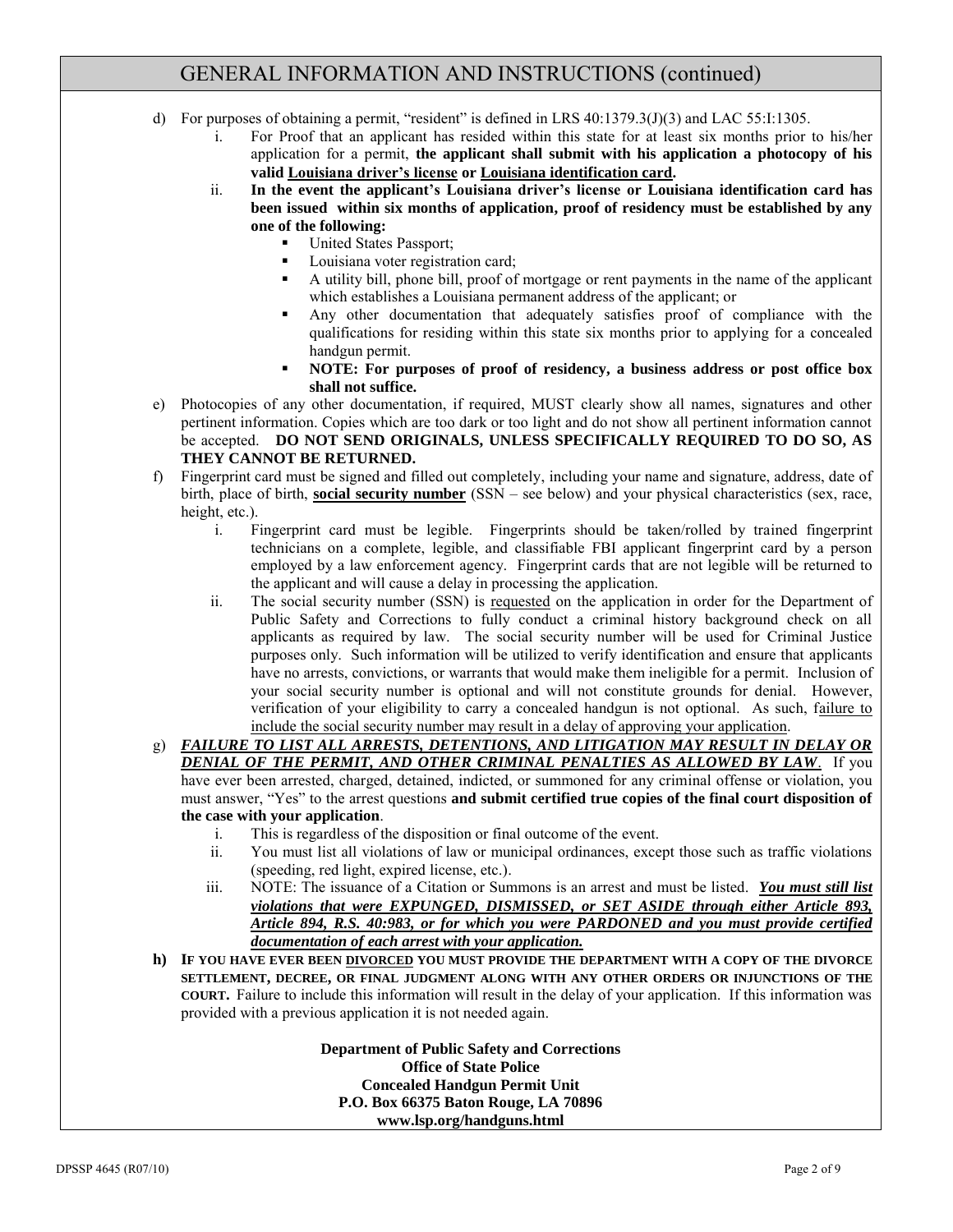## GENERAL INFORMATION AND INSTRUCTIONS (continued)

d) For purposes of obtaining a permit, "resident" is defined in LRS 40:1379.3(J)(3) and LAC 55:I:1305.

   i. For Proof that an applicant has resided within this state for at least six months prior to his/her application for a permit, **the applicant shall submit with his application a photocopy of his valid <u>Louisiana driver's license</u> or <u>Louisiana identification card</u>.**

   ii. **In the event the applicant's Louisiana driver's license or Louisiana identification card has been issued within six months of application, proof of residency must be established by any one of the following:**

      - United States Passport;
      - Louisiana voter registration card;
      - A utility bill, phone bill, proof of mortgage or rent payments in the name of the applicant which establishes a Louisiana permanent address of the applicant; or
      - Any other documentation that adequately satisfies proof of compliance with the qualifications for residing within this state six months prior to applying for a concealed handgun permit.
      - **NOTE: For purposes of proof of residency, a business address or post office box shall not suffice.**

e) Photocopies of any other documentation, if required, MUST clearly show all names, signatures and other pertinent information. Copies which are too dark or too light and do not show all pertinent information cannot be accepted. **DO NOT SEND ORIGINALS, UNLESS SPECIFICALLY REQUIRED TO DO SO, AS THEY CANNOT BE RETURNED.**

f) Fingerprint card must be signed and filled out completely, including your name and signature, address, date of birth, place of birth, **<u>social security number</u>** (SSN – see below) and your physical characteristics (sex, race, height, etc.).

   i. Fingerprint card must be legible. Fingerprints should be taken/rolled by trained fingerprint technicians on a complete, legible, and classifiable FBI applicant fingerprint card by a person employed by a law enforcement agency. Fingerprint cards that are not legible will be returned to the applicant and will cause a delay in processing the application.

   ii. The social security number (SSN) is <u>requested</u> on the application in order for the Department of Public Safety and Corrections to fully conduct a criminal history background check on all applicants as required by law. The social security number will be used for Criminal Justice purposes only. Such information will be utilized to verify identification and ensure that applicants have no arrests, convictions, or warrants that would make them ineligible for a permit. Inclusion of your social security number is optional and will not constitute grounds for denial. However, verification of your eligibility to carry a concealed handgun is not optional. As such, <u>failure to include the social security number may result in a delay of approving your application</u>.

g) ***<u>FAILURE TO LIST ALL ARRESTS, DETENTIONS, AND LITIGATION MAY RESULT IN DELAY OR DENIAL OF THE PERMIT, AND OTHER CRIMINAL PENALTIES AS ALLOWED BY LAW</u>***. If you have ever been arrested, charged, detained, indicted, or summoned for any criminal offense or violation, you must answer, "Yes" to the arrest questions **and submit certified true copies of the final court disposition of the case with your application**.

   i. This is regardless of the disposition or final outcome of the event.

   ii. You must list all violations of law or municipal ordinances, except those such as traffic violations (speeding, red light, expired license, etc.).

   iii. NOTE: The issuance of a Citation or Summons is an arrest and must be listed. ***<u>You must still list violations that were EXPUNGED, DISMISSED, or SET ASIDE through either Article 893, Article 894, R.S. 40:983, or for which you were PARDONED and you must provide certified documentation of each arrest with your application.</u>***

**h) IF YOU HAVE EVER BEEN <u>DIVORCED</u> YOU MUST PROVIDE THE DEPARTMENT WITH A COPY OF THE DIVORCE SETTLEMENT, DECREE, OR FINAL JUDGMENT ALONG WITH ANY OTHER ORDERS OR INJUNCTIONS OF THE COURT.** Failure to include this information will result in the delay of your application. If this information was provided with a previous application it is not needed again.

**Department of Public Safety and Corrections**
**Office of State Police**
**Concealed Handgun Permit Unit**
**P.O. Box 66375 Baton Rouge, LA 70896**
**www.lsp.org/handguns.html**

DPSSP 4645 (R07/10)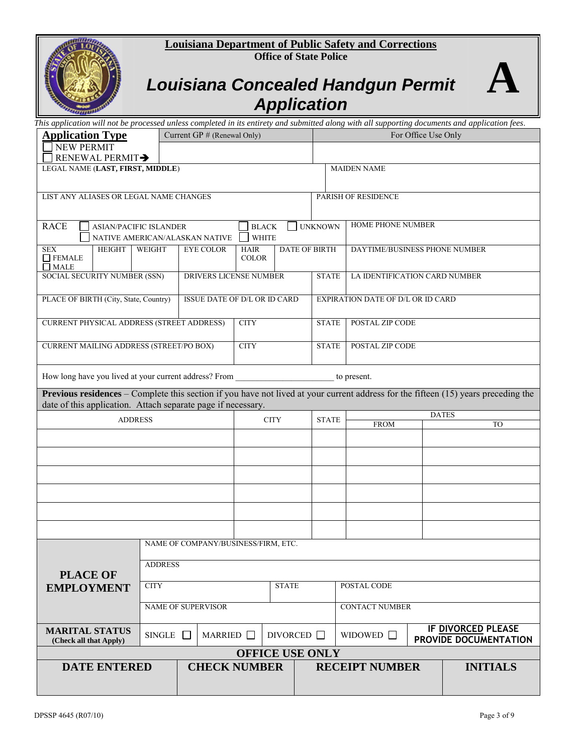**Louisiana Department of Public Safety and Corrections**

**Office of State Police**

# *Louisiana Concealed Handgun Permit Application*

# A

*This application will not be processed unless completed in its entirety and submitted along with all supporting documents and application fees.*

| **Application Type** | Current GP # (Renewal Only) | For Office Use Only |
|---|---|---|
| ☐ NEW PERMIT<br>☐ RENEWAL PERMIT➔ | | |

| LEGAL NAME (**LAST, FIRST, MIDDLE**) | MAIDEN NAME |
|---|---|
| | |

| LIST ANY ALIASES OR LEGAL NAME CHANGES | PARISH OF RESIDENCE |
|---|---|
| | |

| RACE ☐ ASIAN/PACIFIC ISLANDER ☐ BLACK ☐ UNKNOWN ☐ NATIVE AMERICAN/ALASKAN NATIVE ☐ WHITE | HOME PHONE NUMBER |
|---|---|
| | |

| SEX ☐ FEMALE ☐ MALE | HEIGHT | WEIGHT | EYE COLOR | HAIR COLOR | DATE OF BIRTH | DAYTIME/BUSINESS PHONE NUMBER |
|---|---|---|---|---|---|---|
| | | | | | | |

| SOCIAL SECURITY NUMBER (SSN) | DRIVERS LICENSE NUMBER | STATE | LA IDENTIFICATION CARD NUMBER |
|---|---|---|---|
| | | | |

| PLACE OF BIRTH (City, State, Country) | ISSUE DATE OF D/L OR ID CARD | EXPIRATION DATE OF D/L OR ID CARD |
|---|---|---|
| | | |

| CURRENT PHYSICAL ADDRESS (STREET ADDRESS) | CITY | STATE | POSTAL ZIP CODE |
|---|---|---|---|
| | | | |
| **CURRENT MAILING ADDRESS (STREET/PO BOX)** | **CITY** | **STATE** | **POSTAL ZIP CODE** |
| | | | |

How long have you lived at your current address? From ______________________ to present.

**Previous residences** – Complete this section if you have not lived at your current address for the fifteen (15) years preceding the date of this application. Attach separate page if necessary.

| ADDRESS | CITY | STATE | DATES FROM | DATES TO |
|---|---|---|---|---|
| | | | | |
| | | | | |
| | | | | |
| | | | | |
| | | | | |
| | | | | |

| **PLACE OF EMPLOYMENT** | | | |
|---|---|---|---|
| NAME OF COMPANY/BUSINESS/FIRM, ETC. | | | |
| ADDRESS | | | |
| CITY | STATE | POSTAL CODE | |
| NAME OF SUPERVISOR | | CONTACT NUMBER | |

| **MARITAL STATUS** (Check all that Apply) | SINGLE ☐ | MARRIED ☐ | DIVORCED ☐ | WIDOWED ☐ | **IF DIVORCED PLEASE PROVIDE DOCUMENTATION** |
|---|---|---|---|---|---|

**OFFICE USE ONLY**

| **DATE ENTERED** | **CHECK NUMBER** | **RECEIPT NUMBER** | **INITIALS** |
|---|---|---|---|
| | | | |

DPSSP 4645 (R07/10)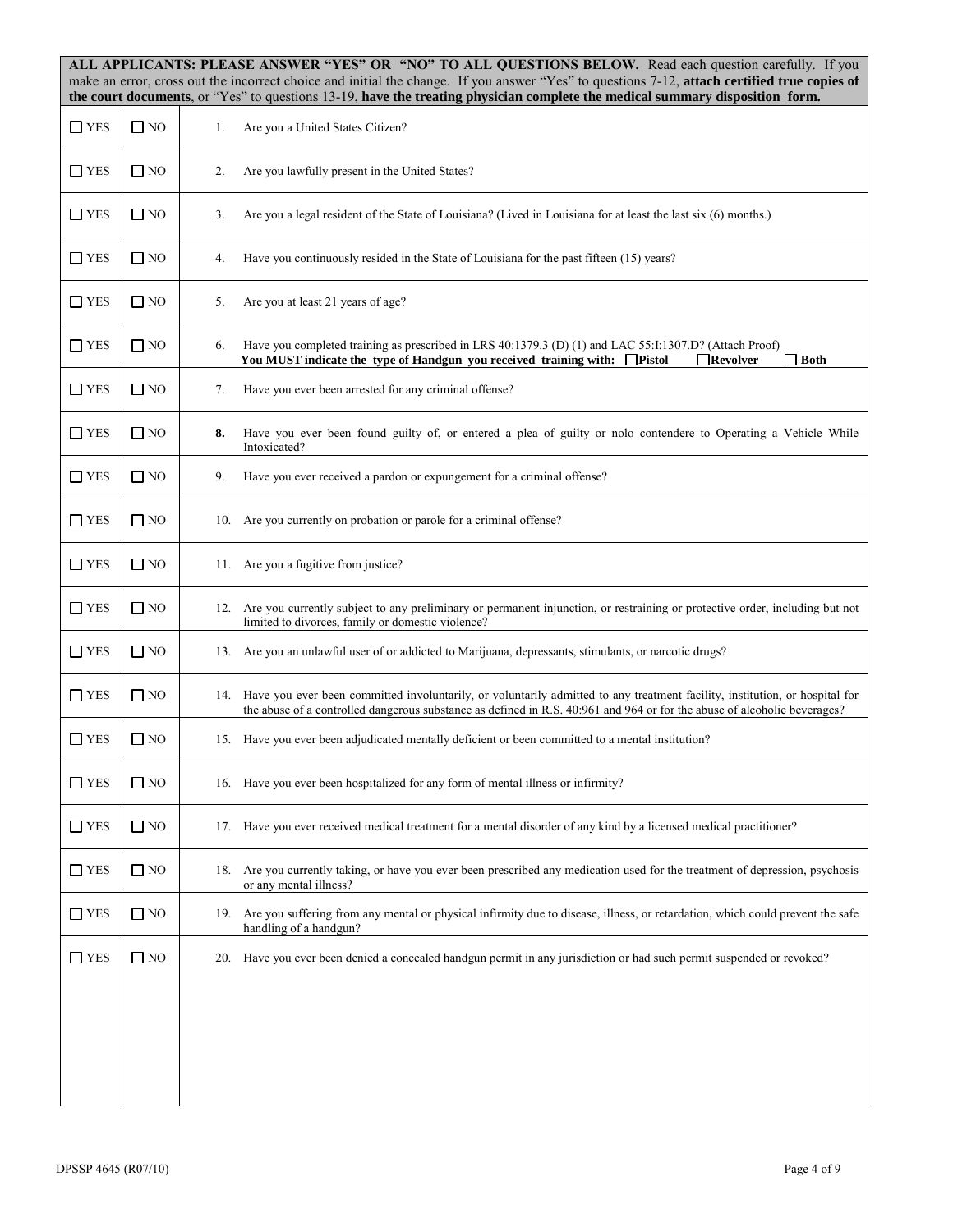**ALL APPLICANTS: PLEASE ANSWER "YES" OR "NO" TO ALL QUESTIONS BELOW.** Read each question carefully. If you make an error, cross out the incorrect choice and initial the change. If you answer "Yes" to questions 7-12, **attach certified true copies of the court documents**, or "Yes" to questions 13-19, **have the treating physician complete the medical summary disposition form.**

| | | |
|---|---|---|
| ☐ YES | ☐ NO | 1. Are you a United States Citizen? |
| ☐ YES | ☐ NO | 2. Are you lawfully present in the United States? |
| ☐ YES | ☐ NO | 3. Are you a legal resident of the State of Louisiana? (Lived in Louisiana for at least the last six (6) months.) |
| ☐ YES | ☐ NO | 4. Have you continuously resided in the State of Louisiana for the past fifteen (15) years? |
| ☐ YES | ☐ NO | 5. Are you at least 21 years of age? |
| ☐ YES | ☐ NO | 6. Have you completed training as prescribed in LRS 40:1379.3 (D) (1) and LAC 55:I:1307.D? (Attach Proof) **You MUST indicate the type of Handgun you received training with: ☐ Pistol ☐ Revolver ☐ Both** |
| ☐ YES | ☐ NO | 7. Have you ever been arrested for any criminal offense? |
| ☐ YES | ☐ NO | **8.** Have you ever been found guilty of, or entered a plea of guilty or nolo contendere to Operating a Vehicle While Intoxicated? |
| ☐ YES | ☐ NO | 9. Have you ever received a pardon or expungement for a criminal offense? |
| ☐ YES | ☐ NO | 10. Are you currently on probation or parole for a criminal offense? |
| ☐ YES | ☐ NO | 11. Are you a fugitive from justice? |
| ☐ YES | ☐ NO | 12. Are you currently subject to any preliminary or permanent injunction, or restraining or protective order, including but not limited to divorces, family or domestic violence? |
| ☐ YES | ☐ NO | 13. Are you an unlawful user of or addicted to Marijuana, depressants, stimulants, or narcotic drugs? |
| ☐ YES | ☐ NO | 14. Have you ever been committed involuntarily, or voluntarily admitted to any treatment facility, institution, or hospital for the abuse of a controlled dangerous substance as defined in R.S. 40:961 and 964 or for the abuse of alcoholic beverages? |
| ☐ YES | ☐ NO | 15. Have you ever been adjudicated mentally deficient or been committed to a mental institution? |
| ☐ YES | ☐ NO | 16. Have you ever been hospitalized for any form of mental illness or infirmity? |
| ☐ YES | ☐ NO | 17. Have you ever received medical treatment for a mental disorder of any kind by a licensed medical practitioner? |
| ☐ YES | ☐ NO | 18. Are you currently taking, or have you ever been prescribed any medication used for the treatment of depression, psychosis or any mental illness? |
| ☐ YES | ☐ NO | 19. Are you suffering from any mental or physical infirmity due to disease, illness, or retardation, which could prevent the safe handling of a handgun? |
| ☐ YES | ☐ NO | 20. Have you ever been denied a concealed handgun permit in any jurisdiction or had such permit suspended or revoked? |

DPSSP 4645 (R07/10)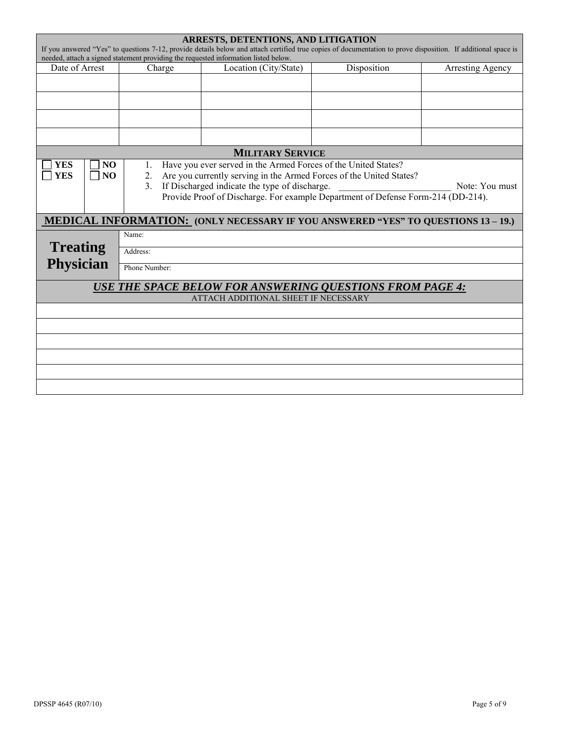## ARRESTS, DETENTIONS, AND LITIGATION

If you answered "Yes" to questions 7-12, provide details below and attach certified true copies of documentation to prove disposition. If additional space is needed, attach a signed statement providing the requested information listed below.

| Date of Arrest | Charge | Location (City/State) | Disposition | Arresting Agency |
|---|---|---|---|---|
| | | | | |
| | | | | |
| | | | | |
| | | | | |

## MILITARY SERVICE

| | | |
|---|---|---|
| ☐ YES | ☐ NO | 1. Have you ever served in the Armed Forces of the United States? |
| ☐ YES | ☐ NO | 2. Are you currently serving in the Armed Forces of the United States? |
| | | 3. If Discharged indicate the type of discharge. ________________________ Note: You must Provide Proof of Discharge. For example Department of Defense Form-214 (DD-214). |

## MEDICAL INFORMATION: (ONLY NECESSARY IF YOU ANSWERED "YES" TO QUESTIONS 13 – 19.)

| Treating Physician | |
|---|---|
| | Name: |
| | Address: |
| | Phone Number: |

## *USE THE SPACE BELOW FOR ANSWERING QUESTIONS FROM PAGE 4:*

ATTACH ADDITIONAL SHEET IF NECESSARY

| |
|---|
| |
| |
| |
| |
| |
| |

DPSSP 4645 (R07/10)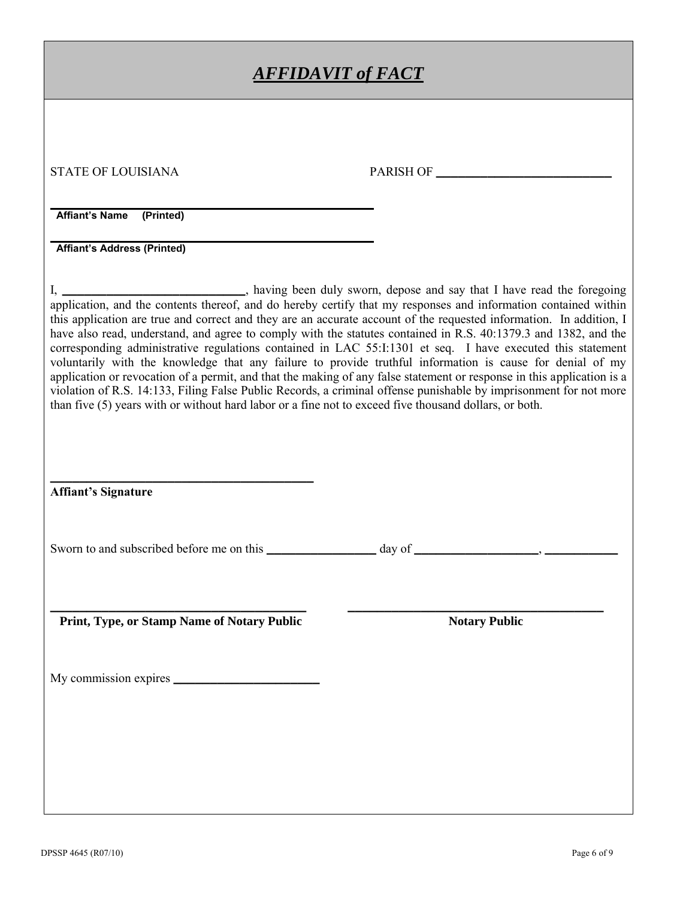# ***AFFIDAVIT of FACT***

STATE OF LOUISIANA PARISH OF ____________________________

______________________________________________
**Affiant's Name (Printed)**

______________________________________________
**Affiant's Address (Printed)**

I, ____________________________, having been duly sworn, depose and say that I have read the foregoing application, and the contents thereof, and do hereby certify that my responses and information contained within this application are true and correct and they are an accurate account of the requested information. In addition, I have also read, understand, and agree to comply with the statutes contained in R.S. 40:1379.3 and 1382, and the corresponding administrative regulations contained in LAC 55:I:1301 et seq. I have executed this statement voluntarily with the knowledge that any failure to provide truthful information is cause for denial of my application or revocation of a permit, and that the making of any false statement or response in this application is a violation of R.S. 14:133, Filing False Public Records, a criminal offense punishable by imprisonment for not more than five (5) years with or without hard labor or a fine not to exceed five thousand dollars, or both.

______________________________________________
**Affiant's Signature**

Sworn to and subscribed before me on this _________________ day of ___________________, ___________

______________________________________________ ______________________________________________
**Print, Type, or Stamp Name of Notary Public** **Notary Public**

My commission expires _______________________

DPSSP 4645 (R07/10)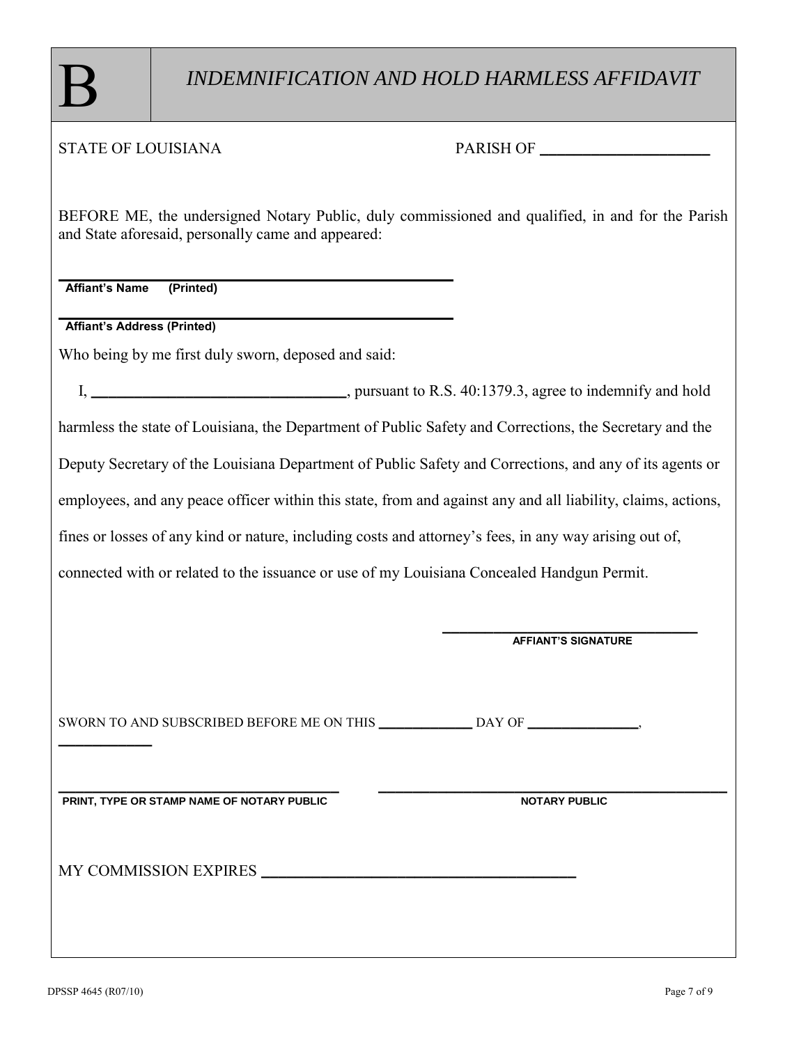# B — *INDEMNIFICATION AND HOLD HARMLESS AFFIDAVIT*

STATE OF LOUISIANA PARISH OF ______________________

BEFORE ME, the undersigned Notary Public, duly commissioned and qualified, in and for the Parish and State aforesaid, personally came and appeared:

______________________________________________________
**Affiant's Name (Printed)**

______________________________________________________
**Affiant's Address (Printed)**

Who being by me first duly sworn, deposed and said:

I, ________________________________, pursuant to R.S. 40:1379.3, agree to indemnify and hold harmless the state of Louisiana, the Department of Public Safety and Corrections, the Secretary and the Deputy Secretary of the Louisiana Department of Public Safety and Corrections, and any of its agents or employees, and any peace officer within this state, from and against any and all liability, claims, actions, fines or losses of any kind or nature, including costs and attorney's fees, in any way arising out of, connected with or related to the issuance or use of my Louisiana Concealed Handgun Permit.

_________________________________
**AFFIANT'S SIGNATURE**

SWORN TO AND SUBSCRIBED BEFORE ME ON THIS _____________ DAY OF _______________, ____________

_____________________________________ _____________________________________________
**PRINT, TYPE OR STAMP NAME OF NOTARY PUBLIC** **NOTARY PUBLIC**

MY COMMISSION EXPIRES _________________________________________

DPSSP 4645 (R07/10)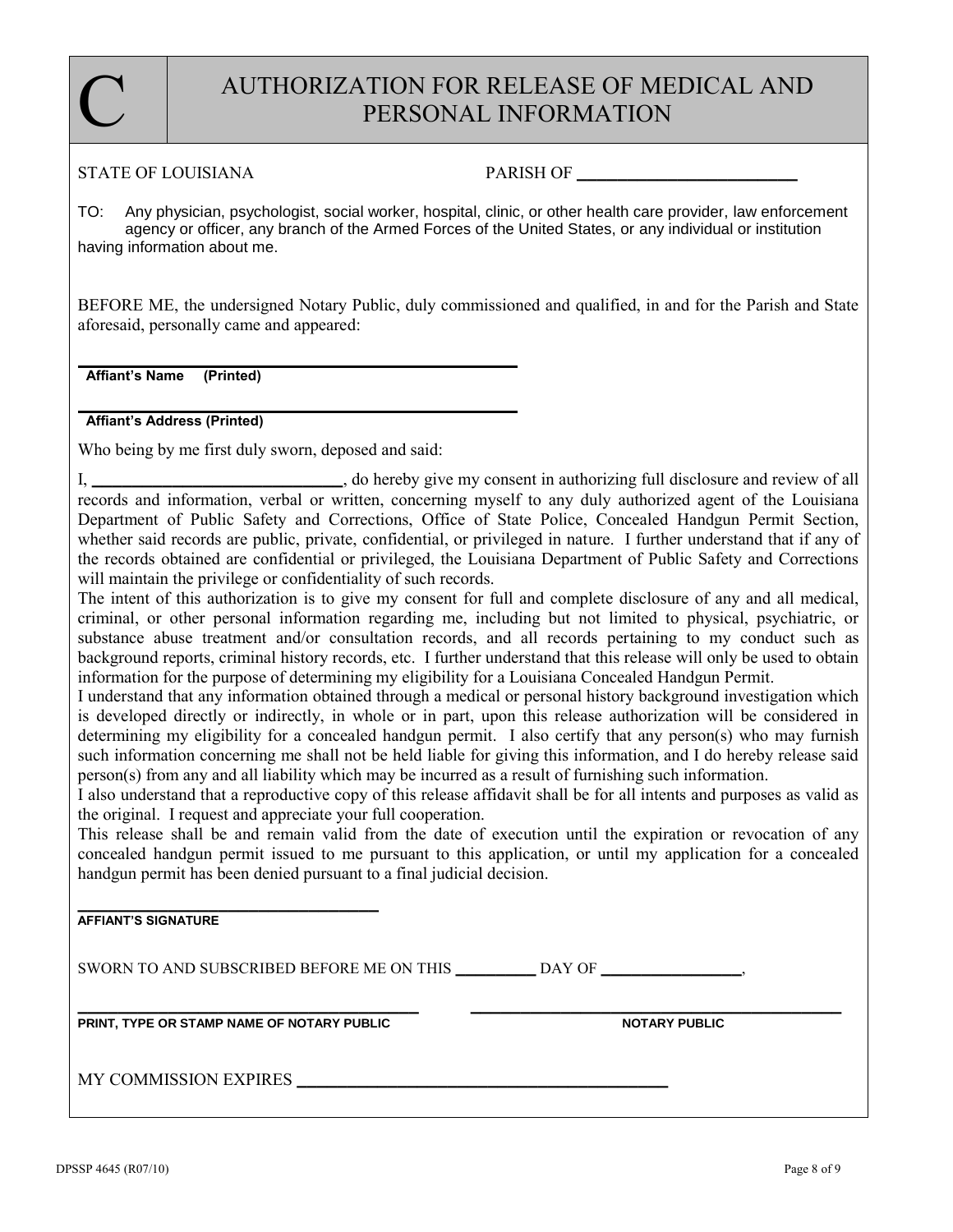# C AUTHORIZATION FOR RELEASE OF MEDICAL AND PERSONAL INFORMATION

STATE OF LOUISIANA PARISH OF ________________________

TO: Any physician, psychologist, social worker, hospital, clinic, or other health care provider, law enforcement agency or officer, any branch of the Armed Forces of the United States, or any individual or institution having information about me.

BEFORE ME, the undersigned Notary Public, duly commissioned and qualified, in and for the Parish and State aforesaid, personally came and appeared:

______________________________________________

**Affiant's Name (Printed)**

______________________________________________

**Affiant's Address (Printed)**

Who being by me first duly sworn, deposed and said:

I, ____________________________, do hereby give my consent in authorizing full disclosure and review of all records and information, verbal or written, concerning myself to any duly authorized agent of the Louisiana Department of Public Safety and Corrections, Office of State Police, Concealed Handgun Permit Section, whether said records are public, private, confidential, or privileged in nature. I further understand that if any of the records obtained are confidential or privileged, the Louisiana Department of Public Safety and Corrections will maintain the privilege or confidentiality of such records.

The intent of this authorization is to give my consent for full and complete disclosure of any and all medical, criminal, or other personal information regarding me, including but not limited to physical, psychiatric, or substance abuse treatment and/or consultation records, and all records pertaining to my conduct such as background reports, criminal history records, etc. I further understand that this release will only be used to obtain information for the purpose of determining my eligibility for a Louisiana Concealed Handgun Permit.

I understand that any information obtained through a medical or personal history background investigation which is developed directly or indirectly, in whole or in part, upon this release authorization will be considered in determining my eligibility for a concealed handgun permit. I also certify that any person(s) who may furnish such information concerning me shall not be held liable for giving this information, and I do hereby release said person(s) from any and all liability which may be incurred as a result of furnishing such information.

I also understand that a reproductive copy of this release affidavit shall be for all intents and purposes as valid as the original. I request and appreciate your full cooperation.

This release shall be and remain valid from the date of execution until the expiration or revocation of any concealed handgun permit issued to me pursuant to this application, or until my application for a concealed handgun permit has been denied pursuant to a final judicial decision.

________________________________

**AFFIANT'S SIGNATURE**

SWORN TO AND SUBSCRIBED BEFORE ME ON THIS _________ DAY OF ________________,

________________________________________ ________________________________________

**PRINT, TYPE OR STAMP NAME OF NOTARY PUBLIC** **NOTARY PUBLIC**

MY COMMISSION EXPIRES ________________________________________

DPSSP 4645 (R07/10)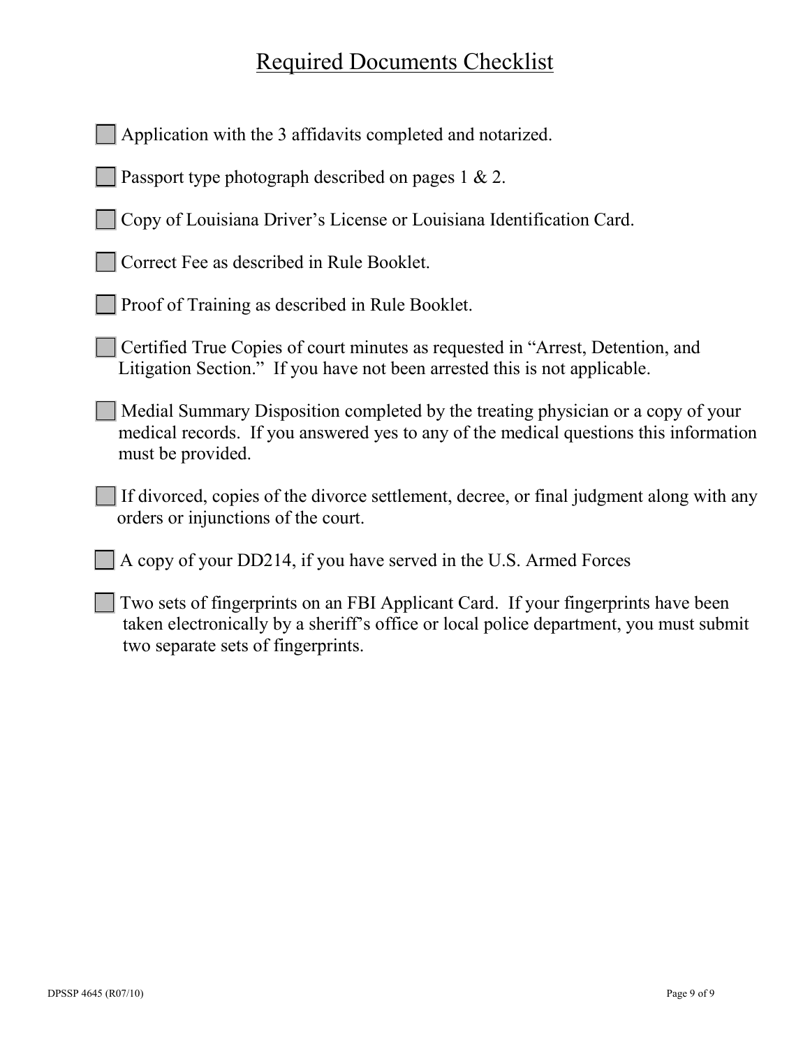# Required Documents Checklist

- ☐ Application with the 3 affidavits completed and notarized.
- ☐ Passport type photograph described on pages 1 & 2.
- ☐ Copy of Louisiana Driver's License or Louisiana Identification Card.
- ☐ Correct Fee as described in Rule Booklet.
- ☐ Proof of Training as described in Rule Booklet.
- ☐ Certified True Copies of court minutes as requested in "Arrest, Detention, and Litigation Section." If you have not been arrested this is not applicable.
- ☐ Medial Summary Disposition completed by the treating physician or a copy of your medical records. If you answered yes to any of the medical questions this information must be provided.
- ☐ If divorced, copies of the divorce settlement, decree, or final judgment along with any orders or injunctions of the court.
- ☐ A copy of your DD214, if you have served in the U.S. Armed Forces
- ☐ Two sets of fingerprints on an FBI Applicant Card. If your fingerprints have been taken electronically by a sheriff's office or local police department, you must submit two separate sets of fingerprints.

DPSSP 4645 (R07/10)